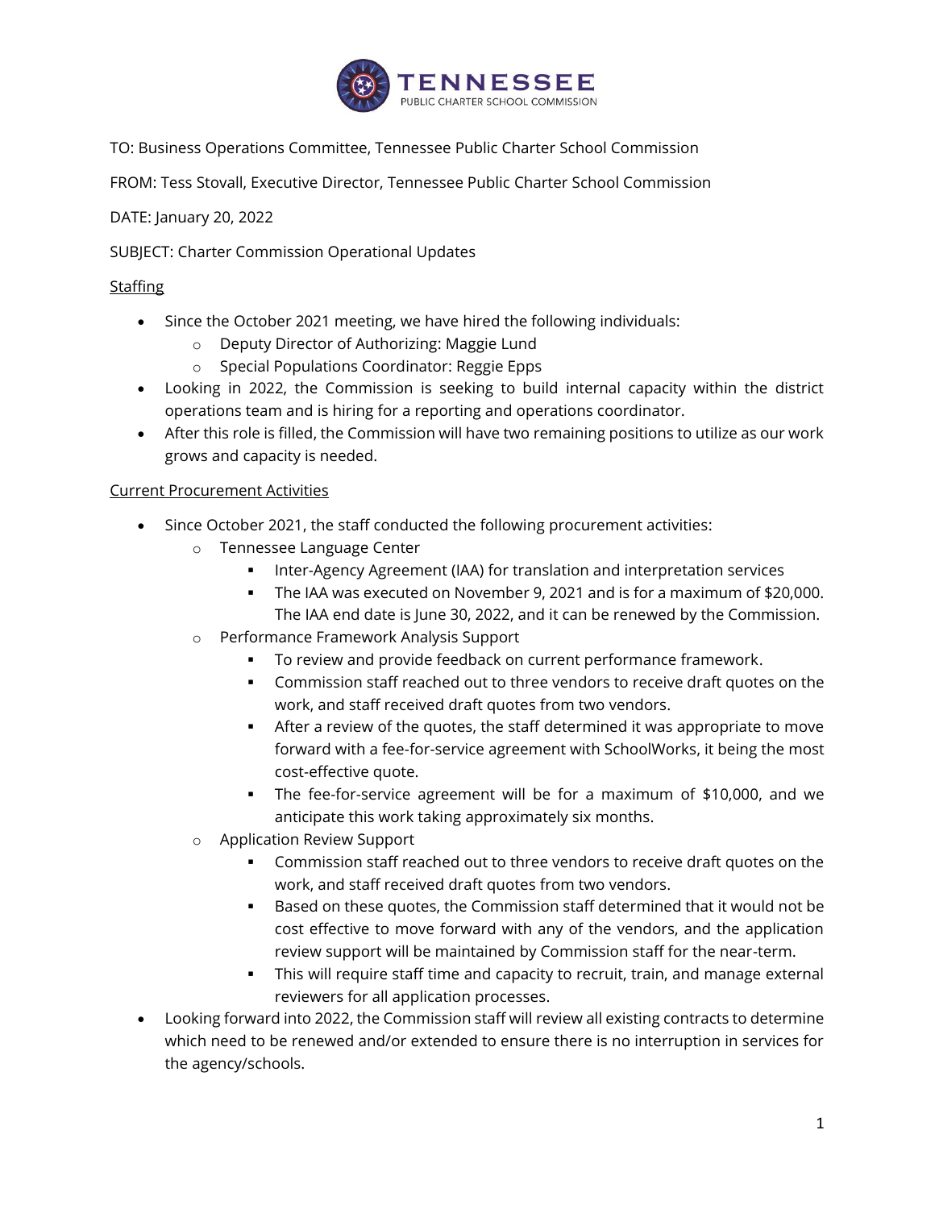TO: Business Operations Committee, Tennessee Public Charter School Commission

FROM: Tess Stovall, Executive Director, Tennessee Public Charter School Commission

DATE: January 20, 2022

SUBJECT: Charter Commission Operational Updates

Staffing

- Since the October 2021 meeting, we have hired the following individuals:
  - Deputy Director of Authorizing: Maggie Lund
  - Special Populations Coordinator: Reggie Epps
- Looking in 2022, the Commission is seeking to build internal capacity within the district operations team and is hiring for a reporting and operations coordinator.
- After this role is filled, the Commission will have two remaining positions to utilize as our work grows and capacity is needed.

Current Procurement Activities

- Since October 2021, the staff conducted the following procurement activities:
  - Tennessee Language Center
    - Inter-Agency Agreement (IAA) for translation and interpretation services
    - The IAA was executed on November 9, 2021 and is for a maximum of $20,000. The IAA end date is June 30, 2022, and it can be renewed by the Commission.
  - Performance Framework Analysis Support
    - To review and provide feedback on current performance framework.
    - Commission staff reached out to three vendors to receive draft quotes on the work, and staff received draft quotes from two vendors.
    - After a review of the quotes, the staff determined it was appropriate to move forward with a fee-for-service agreement with SchoolWorks, it being the most cost-effective quote.
    - The fee-for-service agreement will be for a maximum of $10,000, and we anticipate this work taking approximately six months.
  - Application Review Support
    - Commission staff reached out to three vendors to receive draft quotes on the work, and staff received draft quotes from two vendors.
    - Based on these quotes, the Commission staff determined that it would not be cost effective to move forward with any of the vendors, and the application review support will be maintained by Commission staff for the near-term.
    - This will require staff time and capacity to recruit, train, and manage external reviewers for all application processes.
- Looking forward into 2022, the Commission staff will review all existing contracts to determine which need to be renewed and/or extended to ensure there is no interruption in services for the agency/schools.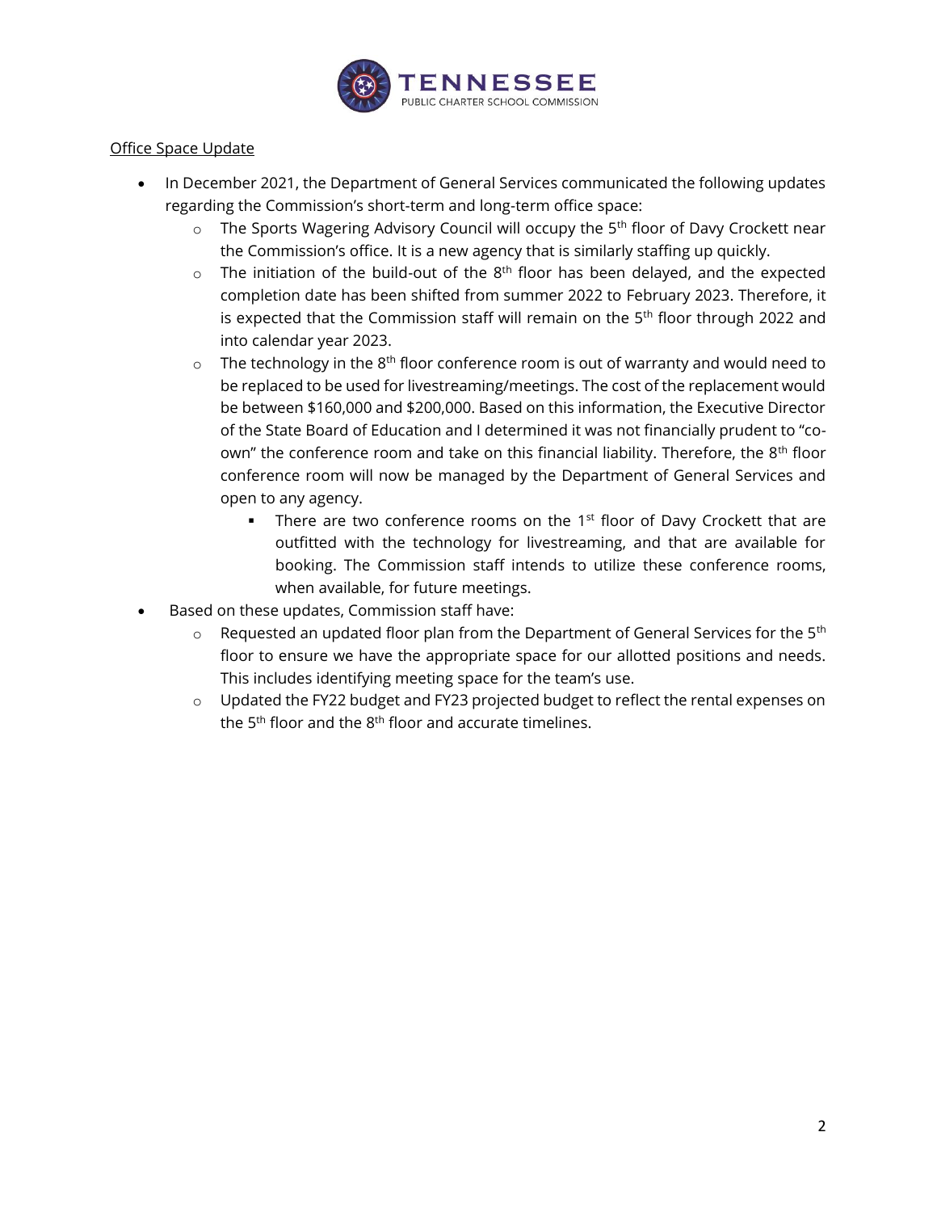Office Space Update

- In December 2021, the Department of General Services communicated the following updates regarding the Commission's short-term and long-term office space:
  - The Sports Wagering Advisory Council will occupy the 5th floor of Davy Crockett near the Commission's office. It is a new agency that is similarly staffing up quickly.
  - The initiation of the build-out of the 8th floor has been delayed, and the expected completion date has been shifted from summer 2022 to February 2023. Therefore, it is expected that the Commission staff will remain on the 5th floor through 2022 and into calendar year 2023.
  - The technology in the 8th floor conference room is out of warranty and would need to be replaced to be used for livestreaming/meetings. The cost of the replacement would be between $160,000 and $200,000. Based on this information, the Executive Director of the State Board of Education and I determined it was not financially prudent to "co-own" the conference room and take on this financial liability. Therefore, the 8th floor conference room will now be managed by the Department of General Services and open to any agency.
    - There are two conference rooms on the 1st floor of Davy Crockett that are outfitted with the technology for livestreaming, and that are available for booking. The Commission staff intends to utilize these conference rooms, when available, for future meetings.
- Based on these updates, Commission staff have:
  - Requested an updated floor plan from the Department of General Services for the 5th floor to ensure we have the appropriate space for our allotted positions and needs. This includes identifying meeting space for the team's use.
  - Updated the FY22 budget and FY23 projected budget to reflect the rental expenses on the 5th floor and the 8th floor and accurate timelines.